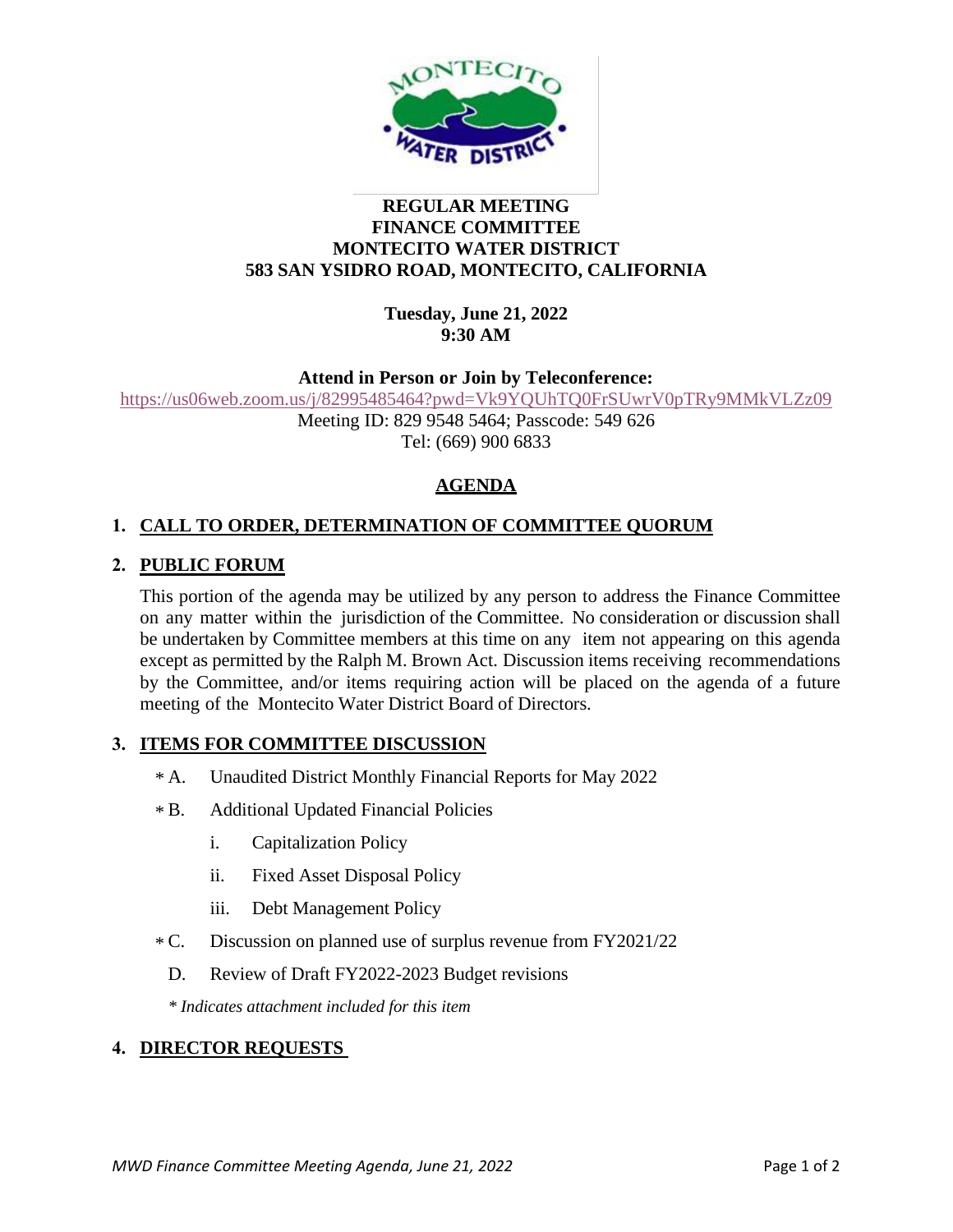# REGULAR MEETING
# FINANCE COMMITTEE
# MONTECITO WATER DISTRICT
# 583 SAN YSIDRO ROAD, MONTECITO, CALIFORNIA

**Tuesday, June 21, 2022**
**9:30 AM**

**Attend in Person or Join by Teleconference:**

https://us06web.zoom.us/j/82995485464?pwd=Vk9YQUhTQ0FrSUwrV0pTRy9MMkVLZz09

Meeting ID: 829 9548 5464; Passcode: 549 626

Tel: (669) 900 6833

## AGENDA

### 1. CALL TO ORDER, DETERMINATION OF COMMITTEE QUORUM

### 2. PUBLIC FORUM

This portion of the agenda may be utilized by any person to address the Finance Committee on any matter within the jurisdiction of the Committee. No consideration or discussion shall be undertaken by Committee members at this time on any item not appearing on this agenda except as permitted by the Ralph M. Brown Act. Discussion items receiving recommendations by the Committee, and/or items requiring action will be placed on the agenda of a future meeting of the Montecito Water District Board of Directors.

### 3. ITEMS FOR COMMITTEE DISCUSSION

- * A. Unaudited District Monthly Financial Reports for May 2022
- * B. Additional Updated Financial Policies
  - i. Capitalization Policy
  - ii. Fixed Asset Disposal Policy
  - iii. Debt Management Policy
- * C. Discussion on planned use of surplus revenue from FY2021/22
- D. Review of Draft FY2022-2023 Budget revisions

*\* Indicates attachment included for this item*

### 4. DIRECTOR REQUESTS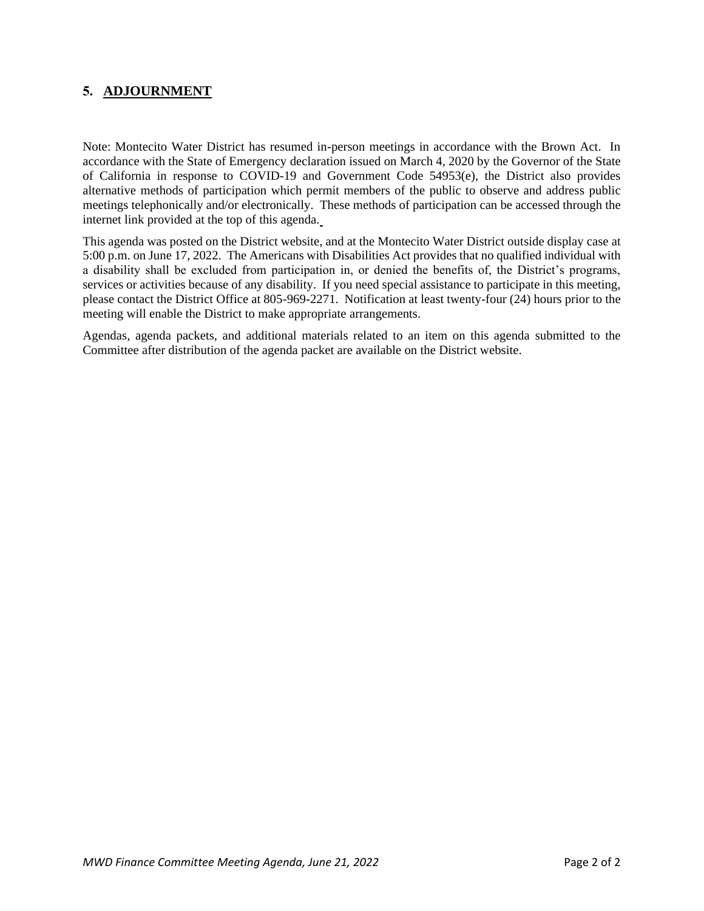## 5. ADJOURNMENT

Note: Montecito Water District has resumed in-person meetings in accordance with the Brown Act. In accordance with the State of Emergency declaration issued on March 4, 2020 by the Governor of the State of California in response to COVID-19 and Government Code 54953(e), the District also provides alternative methods of participation which permit members of the public to observe and address public meetings telephonically and/or electronically. These methods of participation can be accessed through the internet link provided at the top of this agenda.

This agenda was posted on the District website, and at the Montecito Water District outside display case at 5:00 p.m. on June 17, 2022. The Americans with Disabilities Act provides that no qualified individual with a disability shall be excluded from participation in, or denied the benefits of, the District's programs, services or activities because of any disability. If you need special assistance to participate in this meeting, please contact the District Office at 805-969-2271. Notification at least twenty-four (24) hours prior to the meeting will enable the District to make appropriate arrangements.

Agendas, agenda packets, and additional materials related to an item on this agenda submitted to the Committee after distribution of the agenda packet are available on the District website.